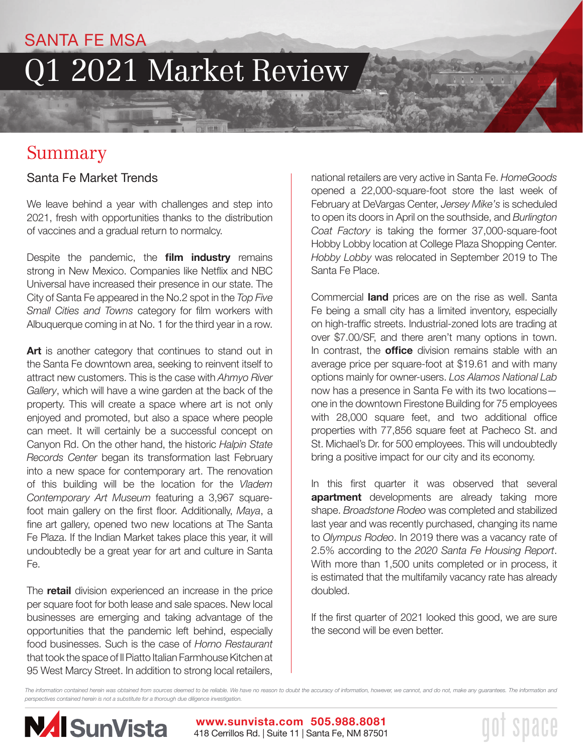SANTA FE MSA

# Q1 2021 Market Review

## Summary

### Santa Fe Market Trends

We leave behind a year with challenges and step into 2021, fresh with opportunities thanks to the distribution of vaccines and a gradual return to normalcy.

Despite the pandemic, the **film industry** remains strong in New Mexico. Companies like Netflix and NBC Universal have increased their presence in our state. The City of Santa Fe appeared in the No.2 spot in the *Top Five Small Cities and Towns* category for film workers with Albuquerque coming in at No. 1 for the third year in a row.

**Art** is another category that continues to stand out in the Santa Fe downtown area, seeking to reinvent itself to attract new customers. This is the case with *Ahmyo River Gallery*, which will have a wine garden at the back of the property. This will create a space where art is not only enjoyed and promoted, but also a space where people can meet. It will certainly be a successful concept on Canyon Rd. On the other hand, the historic *Halpin State Records Center* began its transformation last February into a new space for contemporary art. The renovation of this building will be the location for the *Vladem Contemporary Art Museum* featuring a 3,967 square-foot main gallery on the first floor. Additionally, *Maya*, a fine art gallery, opened two new locations at The Santa Fe Plaza. If the Indian Market takes place this year, it will undoubtedly be a great year for art and culture in Santa Fe.

The **retail** division experienced an increase in the price per square foot for both lease and sale spaces. New local businesses are emerging and taking advantage of the opportunities that the pandemic left behind, especially food businesses. Such is the case of *Horno Restaurant* that took the space of Il Piatto Italian Farmhouse Kitchen at 95 West Marcy Street. In addition to strong local retailers, national retailers are very active in Santa Fe. *HomeGoods* opened a 22,000-square-foot store the last week of February at DeVargas Center, *Jersey Mike's* is scheduled to open its doors in April on the southside, and *Burlington Coat Factory* is taking the former 37,000-square-foot Hobby Lobby location at College Plaza Shopping Center. *Hobby Lobby* was relocated in September 2019 to The Santa Fe Place.

Commercial **land** prices are on the rise as well. Santa Fe being a small city has a limited inventory, especially on high-traffic streets. Industrial-zoned lots are trading at over $7.00/SF, and there aren't many options in town. In contrast, the **office** division remains stable with an average price per square-foot at $19.61 and with many options mainly for owner-users. *Los Alamos National Lab* now has a presence in Santa Fe with its two locations—one in the downtown Firestone Building for 75 employees with 28,000 square feet, and two additional office properties with 77,856 square feet at Pacheco St. and St. Michael's Dr. for 500 employees. This will undoubtedly bring a positive impact for our city and its economy.

In this first quarter it was observed that several **apartment** developments are already taking more shape. *Broadstone Rodeo* was completed and stabilized last year and was recently purchased, changing its name to *Olympus Rodeo*. In 2019 there was a vacancy rate of 2.5% according to the *2020 Santa Fe Housing Report*. With more than 1,500 units completed or in process, it is estimated that the multifamily vacancy rate has already doubled.

If the first quarter of 2021 looked this good, we are sure the second will be even better.

*The information contained herein was obtained from sources deemed to be reliable. We have no reason to doubt the accuracy of information, however, we cannot, and do not, make any guarantees. The information and perspectives contained herein is not a substitute for a thorough due diligence investigation.*

NAI SunVista

**www.sunvista.com 505.988.8081**
418 Cerrillos Rd. | Suite 11 | Santa Fe, NM 87501

got space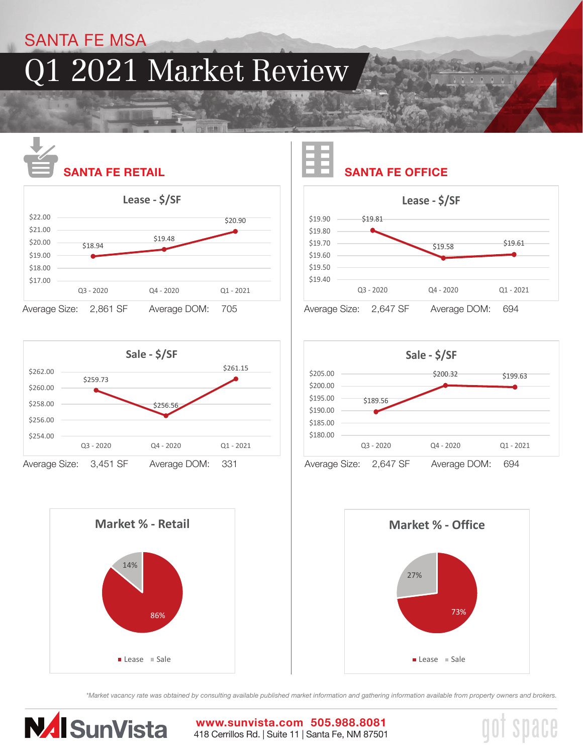SANTA FE MSA

# Q1 2021 Market Review

## SANTA FE RETAIL

### Lease - $/SF

| Quarter | $/SF |
| --- | --- |
| Q3 - 2020 | $18.94 |
| Q4 - 2020 | $19.48 |
| Q1 - 2021 | $20.90 |

Average Size: 2,861 SF Average DOM: 705

### Sale - $/SF

| Quarter | $/SF |
| --- | --- |
| Q3 - 2020 | $259.73 |
| Q4 - 2020 | $256.56 |
| Q1 - 2021 | $261.15 |

Average Size: 3,451 SF Average DOM: 331

### Market % - Retail

| Type | % |
| --- | --- |
| Lease | 86% |
| Sale | 14% |

## SANTA FE OFFICE

### Lease - $/SF

| Quarter | $/SF |
| --- | --- |
| Q3 - 2020 | $19.81 |
| Q4 - 2020 | $19.58 |
| Q1 - 2021 | $19.61 |

Average Size: 2,647 SF Average DOM: 694

### Sale - $/SF

| Quarter | $/SF |
| --- | --- |
| Q3 - 2020 | $189.56 |
| Q4 - 2020 | $200.32 |
| Q1 - 2021 | $199.63 |

Average Size: 2,647 SF Average DOM: 694

### Market % - Office

| Type | % |
| --- | --- |
| Lease | 73% |
| Sale | 27% |

*Market vacancy rate was obtained by consulting available published market information and gathering information available from property owners and brokers.*

NAI SunVista

**www.sunvista.com 505.988.8081**
418 Cerrillos Rd. | Suite 11 | Santa Fe, NM 87501

got space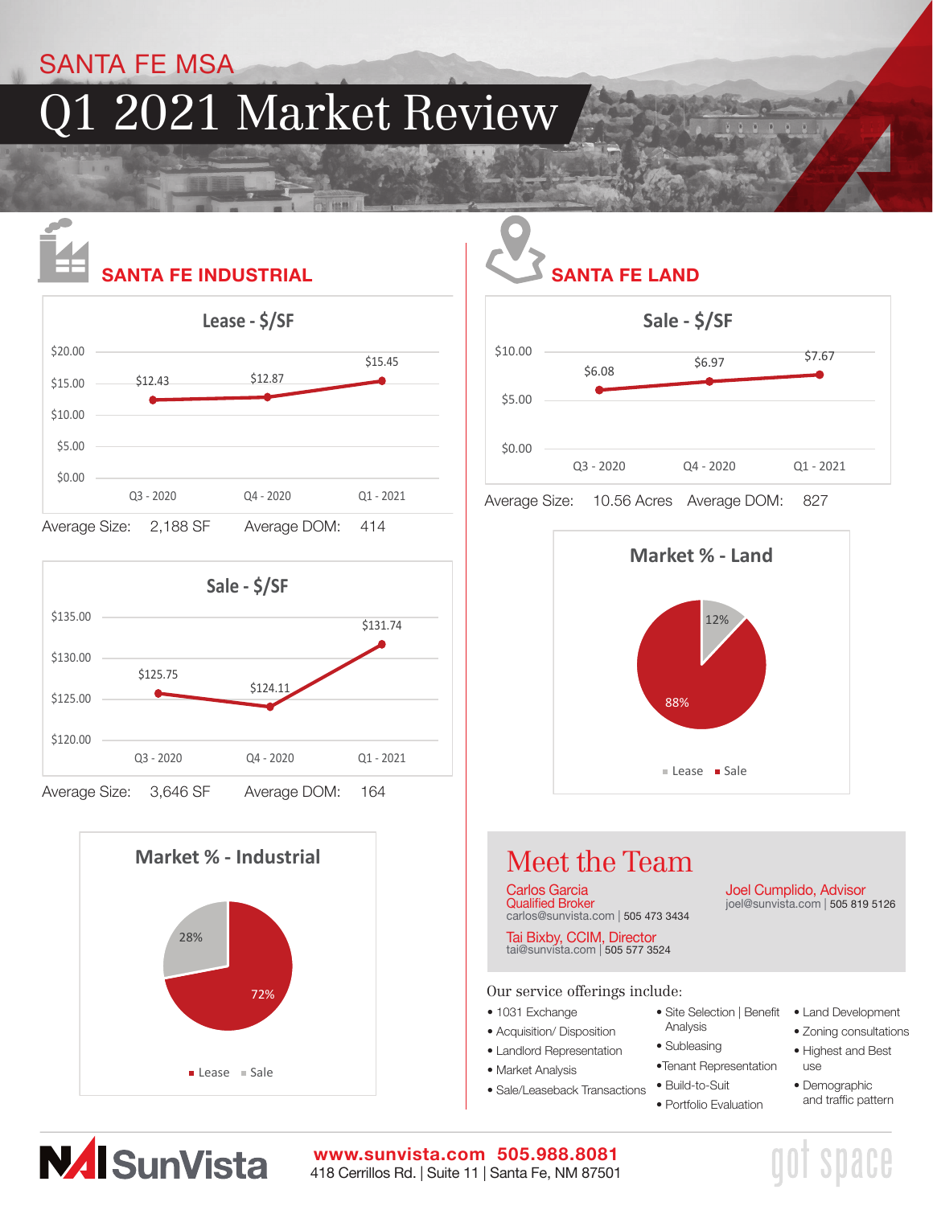SANTA FE MSA

# Q1 2021 Market Review

## SANTA FE INDUSTRIAL

Lease - $/SF

$20.00
$15.00
$10.00
$5.00
$0.00

$12.43
$12.87
$15.45

Q3 - 2020
Q4 - 2020
Q1 - 2021

Average Size: 2,188 SF Average DOM: 414

Sale - $/SF

$135.00
$130.00
$125.00
$120.00

$125.75
$124.11
$131.74

Q3 - 2020
Q4 - 2020
Q1 - 2021

Average Size: 3,646 SF Average DOM: 164

Market % - Industrial

28%
72%

Lease
Sale

## SANTA FE LAND

Sale - $/SF

$10.00
$5.00
$0.00

$6.08
$6.97
$7.67

Q3 - 2020
Q4 - 2020
Q1 - 2021

Average Size: 10.56 Acres Average DOM: 827

Market % - Land

12%
88%

Lease
Sale

## Meet the Team

Carlos Garcia
Qualified Broker
carlos@sunvista.com | 505 473 3434

Joel Cumplido, Advisor
joel@sunvista.com | 505 819 5126

Tai Bixby, CCIM, Director
tai@sunvista.com | 505 577 3524

Our service offerings include:

- 1031 Exchange
- Acquisition/ Disposition
- Landlord Representation
- Market Analysis
- Sale/Leaseback Transactions
- Site Selection | Benefit Analysis
- Subleasing
- Tenant Representation
- Build-to-Suit
- Portfolio Evaluation
- Land Development
- Zoning consultations
- Highest and Best use
- Demographic and traffic pattern

NAI SunVista

www.sunvista.com 505.988.8081
418 Cerrillos Rd. | Suite 11 | Santa Fe, NM 87501

got space